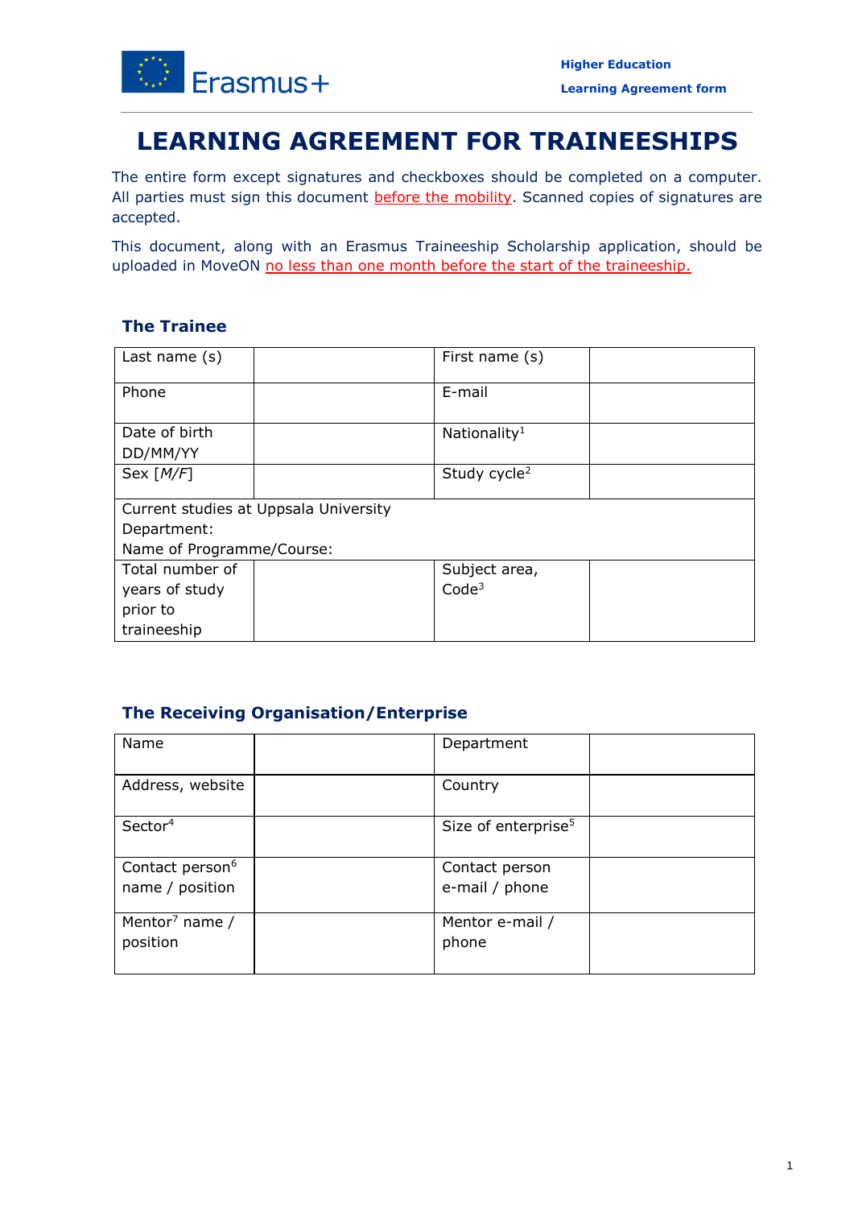# LEARNING AGREEMENT FOR TRAINEESHIPS

The entire form except signatures and checkboxes should be completed on a computer. All parties must sign this document before the mobility. Scanned copies of signatures are accepted.

This document, along with an Erasmus Traineeship Scholarship application, should be uploaded in MoveON no less than one month before the start of the traineeship.

## The Trainee

| Last name (s) | | First name (s) | |
|---|---|---|---|
| Phone | | E-mail | |
| Date of birth DD/MM/YY | | Nationality[1] | |
| Sex [*M/F*] | | Study cycle[2] | |
| Current studies at Uppsala University<br>Department:<br>Name of Programme/Course: | | | |
| Total number of years of study prior to traineeship | | Subject area, Code[3] | |

## The Receiving Organisation/Enterprise

| Name | | Department | |
|---|---|---|---|
| Address, website | | Country | |
| Sector[4] | | Size of enterprise[5] | |
| Contact person[6] name / position | | Contact person e-mail / phone | |
| Mentor[7] name / position | | Mentor e-mail / phone | |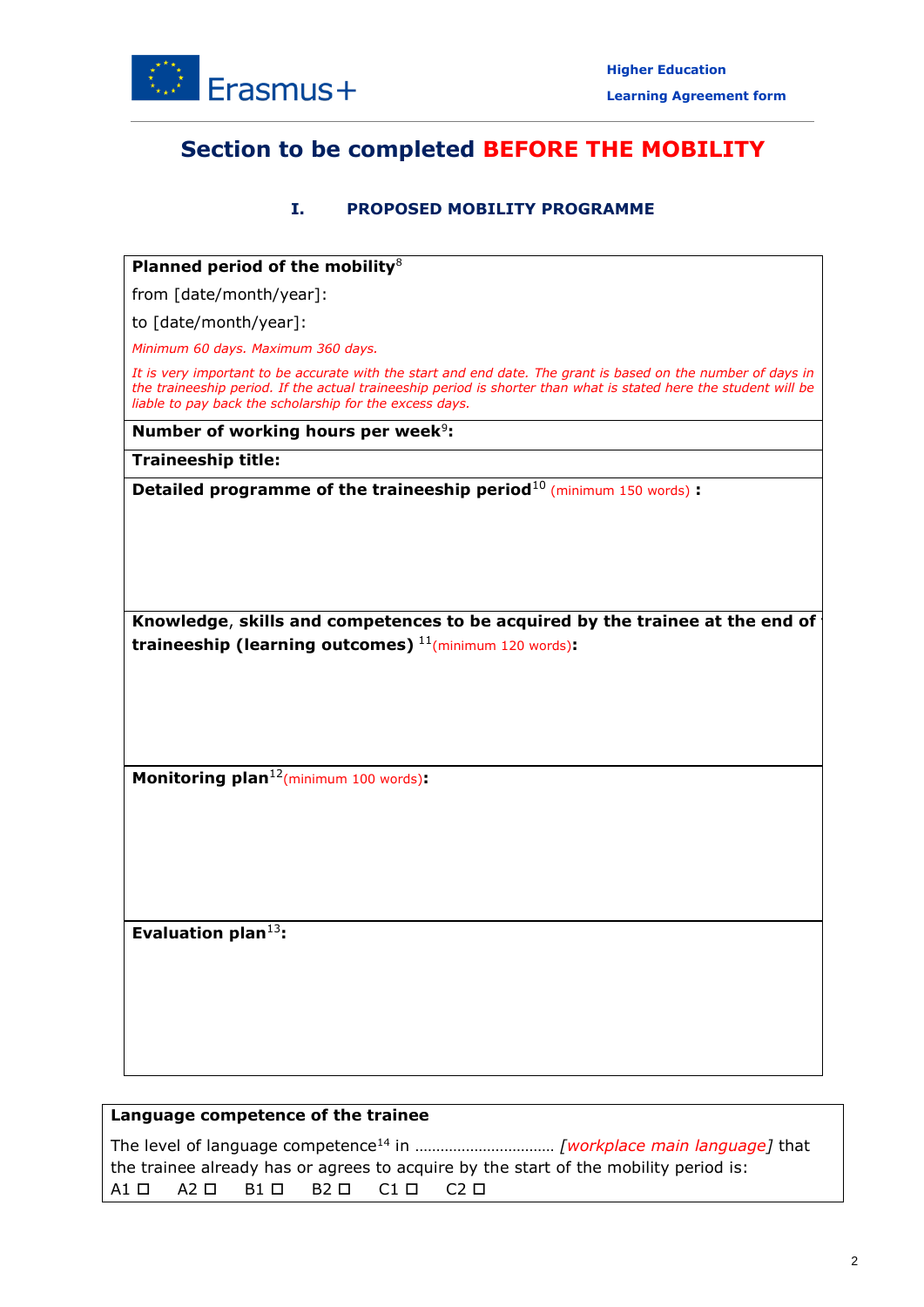## Section to be completed BEFORE THE MOBILITY

### I. PROPOSED MOBILITY PROGRAMME

**Planned period of the mobility**[8]

from [date/month/year]:

to [date/month/year]:

*Minimum 60 days. Maximum 360 days.*

*It is very important to be accurate with the start and end date. The grant is based on the number of days in the traineeship period. If the actual traineeship period is shorter than what is stated here the student will be liable to pay back the scholarship for the excess days.*

**Number of working hours per week**[9]**:**

**Traineeship title:**

**Detailed programme of the traineeship period**[10] (minimum 150 words) **:**

**Knowledge, skills and competences to be acquired by the trainee at the end of the traineeship (learning outcomes)** [11](minimum 120 words)**:**

**Monitoring plan**[12](minimum 100 words)**:**

**Evaluation plan**[13]**:**

**Language competence of the trainee**

The level of language competence[14] in ………………………… *[workplace main language]* that the trainee already has or agrees to acquire by the start of the mobility period is:

A1 ☐ A2 ☐ B1 ☐ B2 ☐ C1 ☐ C2 ☐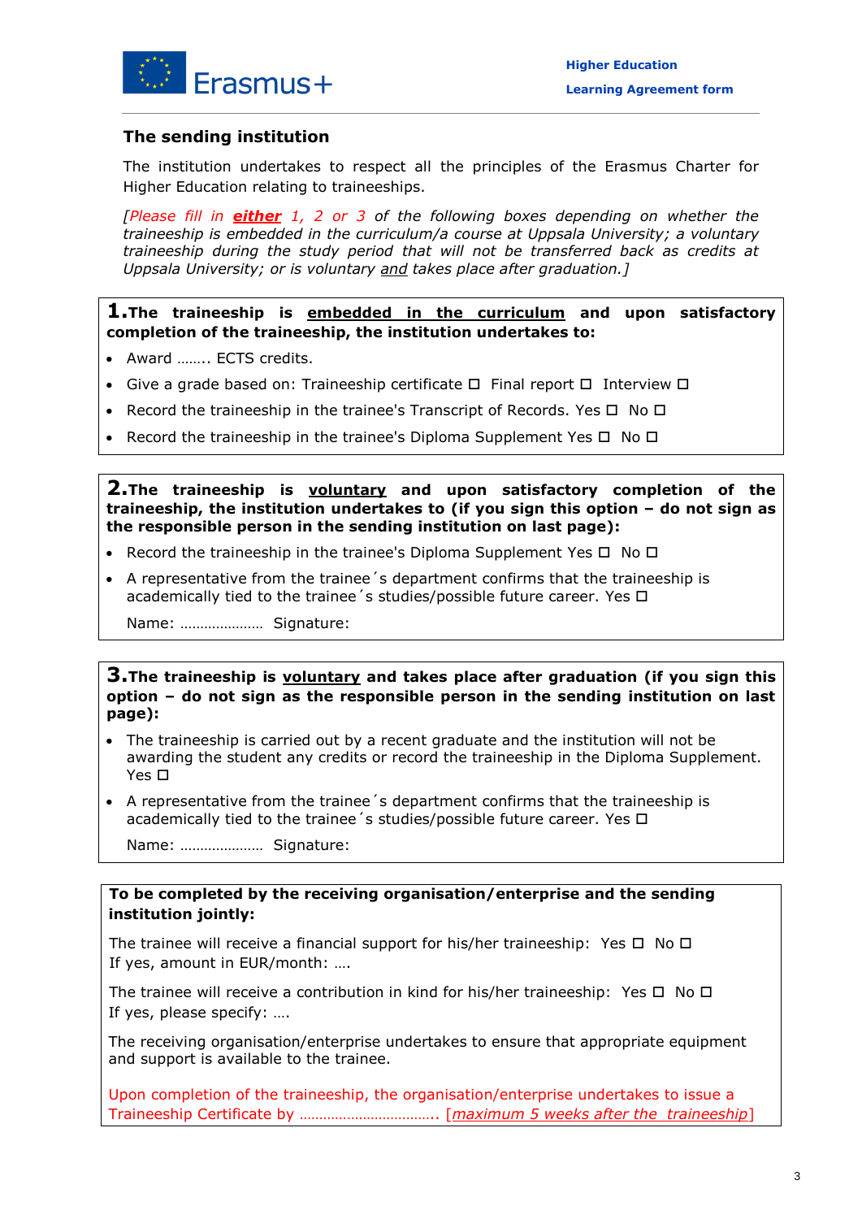## The sending institution

The institution undertakes to respect all the principles of the Erasmus Charter for Higher Education relating to traineeships.

*[Please fill in **either** 1, 2 or 3 of the following boxes depending on whether the traineeship is embedded in the curriculum/a course at Uppsala University; a voluntary traineeship during the study period that will not be transferred back as credits at Uppsala University; or is voluntary and takes place after graduation.]*

**1. The traineeship is embedded in the curriculum and upon satisfactory completion of the traineeship, the institution undertakes to:**

- Award …….. ECTS credits.
- Give a grade based on: Traineeship certificate ☐ Final report ☐ Interview ☐
- Record the traineeship in the trainee's Transcript of Records. Yes ☐ No ☐
- Record the traineeship in the trainee's Diploma Supplement Yes ☐ No ☐

**2. The traineeship is voluntary and upon satisfactory completion of the traineeship, the institution undertakes to (if you sign this option – do not sign as the responsible person in the sending institution on last page):**

- Record the traineeship in the trainee's Diploma Supplement Yes ☐ No ☐
- A representative from the trainee´s department confirms that the traineeship is academically tied to the trainee´s studies/possible future career. Yes ☐

Name: ………………… Signature:

**3. The traineeship is voluntary and takes place after graduation (if you sign this option – do not sign as the responsible person in the sending institution on last page):**

- The traineeship is carried out by a recent graduate and the institution will not be awarding the student any credits or record the traineeship in the Diploma Supplement. Yes ☐
- A representative from the trainee´s department confirms that the traineeship is academically tied to the trainee´s studies/possible future career. Yes ☐

Name: ………………… Signature:

**To be completed by the receiving organisation/enterprise and the sending institution jointly:**

The trainee will receive a financial support for his/her traineeship: Yes ☐ No ☐
If yes, amount in EUR/month: ….

The trainee will receive a contribution in kind for his/her traineeship: Yes ☐ No ☐
If yes, please specify: ….

The receiving organisation/enterprise undertakes to ensure that appropriate equipment and support is available to the trainee.

Upon completion of the traineeship, the organisation/enterprise undertakes to issue a Traineeship Certificate by ……………………………. [*maximum 5 weeks after the traineeship*]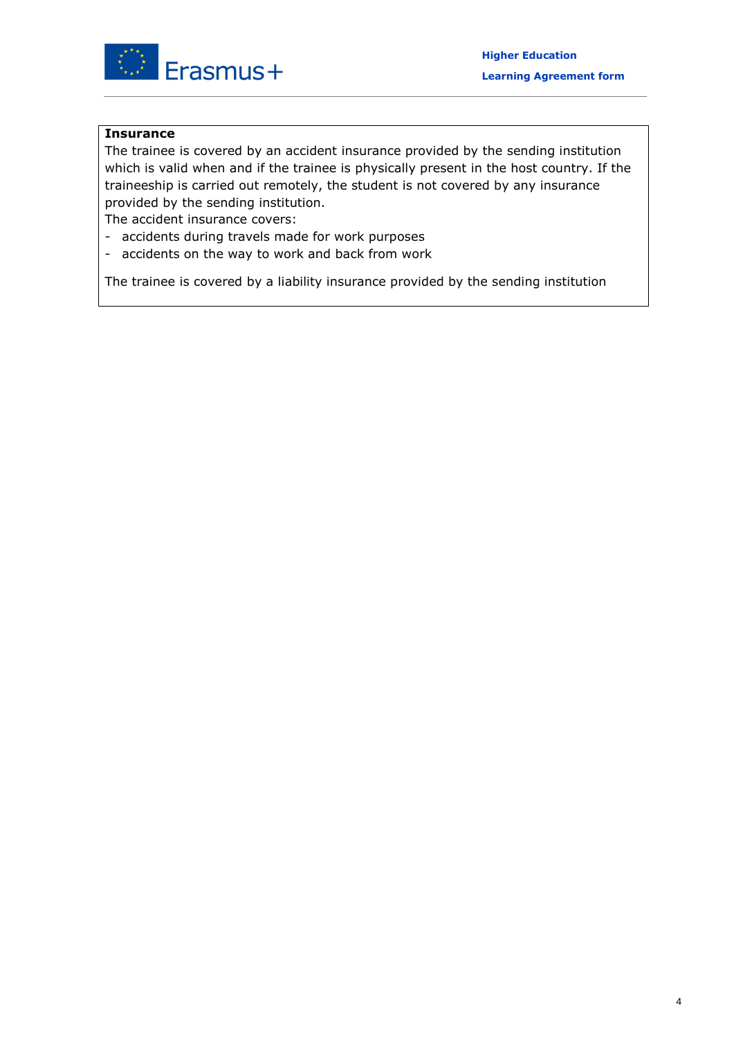**Insurance**

The trainee is covered by an accident insurance provided by the sending institution which is valid when and if the trainee is physically present in the host country. If the traineeship is carried out remotely, the student is not covered by any insurance provided by the sending institution.

The accident insurance covers:

- accidents during travels made for work purposes
- accidents on the way to work and back from work

The trainee is covered by a liability insurance provided by the sending institution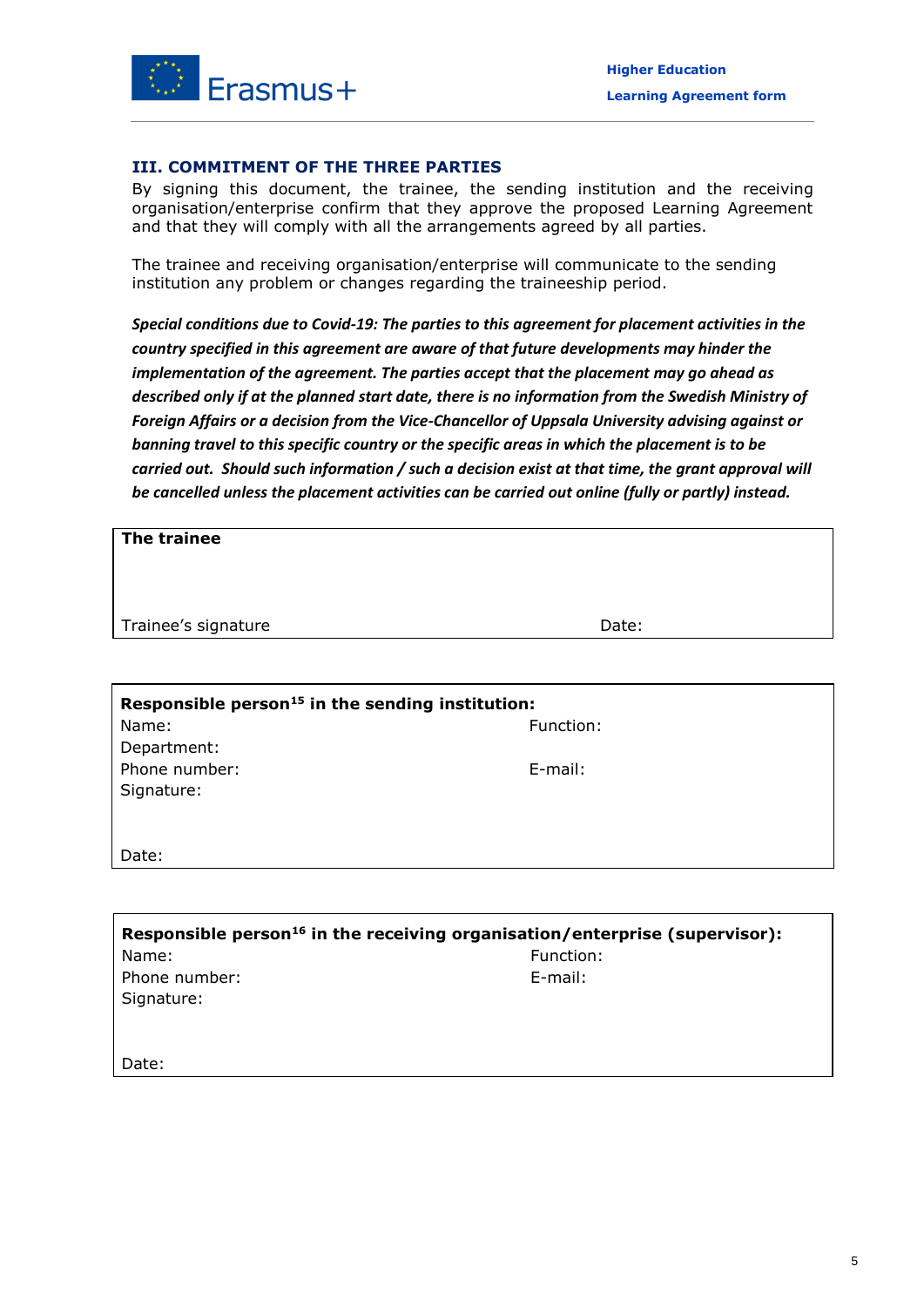### III. COMMITMENT OF THE THREE PARTIES

By signing this document, the trainee, the sending institution and the receiving organisation/enterprise confirm that they approve the proposed Learning Agreement and that they will comply with all the arrangements agreed by all parties.

The trainee and receiving organisation/enterprise will communicate to the sending institution any problem or changes regarding the traineeship period.

***Special conditions due to Covid-19: The parties to this agreement for placement activities in the country specified in this agreement are aware of that future developments may hinder the implementation of the agreement. The parties accept that the placement may go ahead as described only if at the planned start date, there is no information from the Swedish Ministry of Foreign Affairs or a decision from the Vice-Chancellor of Uppsala University advising against or banning travel to this specific country or the specific areas in which the placement is to be carried out. Should such information / such a decision exist at that time, the grant approval will be cancelled unless the placement activities can be carried out online (fully or partly) instead.***

**The trainee**

Trainee's signature | Date:

**Responsible person[15] in the sending institution:**

Name: | Function:

Department:

Phone number: | E-mail:

Signature:

Date:

**Responsible person[16] in the receiving organisation/enterprise (supervisor):**

Name: | Function:

Phone number: | E-mail:

Signature:

Date: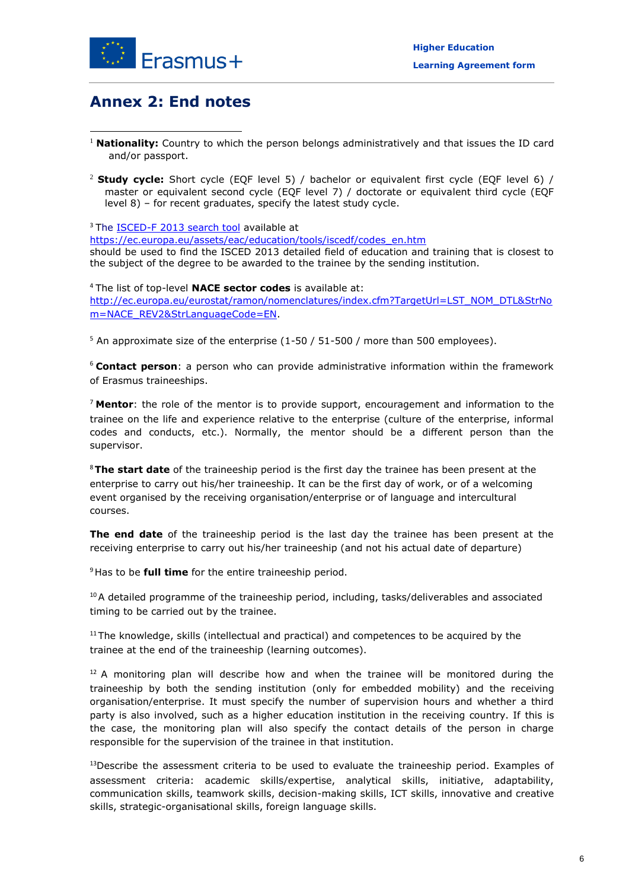# Annex 2: End notes

[1] **Nationality:** Country to which the person belongs administratively and that issues the ID card and/or passport.

[2] **Study cycle:** Short cycle (EQF level 5) / bachelor or equivalent first cycle (EQF level 6) / master or equivalent second cycle (EQF level 7) / doctorate or equivalent third cycle (EQF level 8) – for recent graduates, specify the latest study cycle.

[3] The [ISCED-F 2013 search tool](https://ec.europa.eu/assets/eac/education/tools/iscedf/codes_en.htm) available at https://ec.europa.eu/assets/eac/education/tools/iscedf/codes_en.htm should be used to find the ISCED 2013 detailed field of education and training that is closest to the subject of the degree to be awarded to the trainee by the sending institution.

[4] The list of top-level **NACE sector codes** is available at: http://ec.europa.eu/eurostat/ramon/nomenclatures/index.cfm?TargetUrl=LST_NOM_DTL&StrNom=NACE_REV2&StrLanguageCode=EN.

[5] An approximate size of the enterprise (1-50 / 51-500 / more than 500 employees).

[6] **Contact person**: a person who can provide administrative information within the framework of Erasmus traineeships.

[7] **Mentor**: the role of the mentor is to provide support, encouragement and information to the trainee on the life and experience relative to the enterprise (culture of the enterprise, informal codes and conducts, etc.). Normally, the mentor should be a different person than the supervisor.

[8] **The start date** of the traineeship period is the first day the trainee has been present at the enterprise to carry out his/her traineeship. It can be the first day of work, or of a welcoming event organised by the receiving organisation/enterprise or of language and intercultural courses.

**The end date** of the traineeship period is the last day the trainee has been present at the receiving enterprise to carry out his/her traineeship (and not his actual date of departure)

[9] Has to be **full time** for the entire traineeship period.

[10] A detailed programme of the traineeship period, including, tasks/deliverables and associated timing to be carried out by the trainee.

[11] The knowledge, skills (intellectual and practical) and competences to be acquired by the trainee at the end of the traineeship (learning outcomes).

[12] A monitoring plan will describe how and when the trainee will be monitored during the traineeship by both the sending institution (only for embedded mobility) and the receiving organisation/enterprise. It must specify the number of supervision hours and whether a third party is also involved, such as a higher education institution in the receiving country. If this is the case, the monitoring plan will also specify the contact details of the person in charge responsible for the supervision of the trainee in that institution.

[13] Describe the assessment criteria to be used to evaluate the traineeship period. Examples of assessment criteria: academic skills/expertise, analytical skills, initiative, adaptability, communication skills, teamwork skills, decision-making skills, ICT skills, innovative and creative skills, strategic-organisational skills, foreign language skills.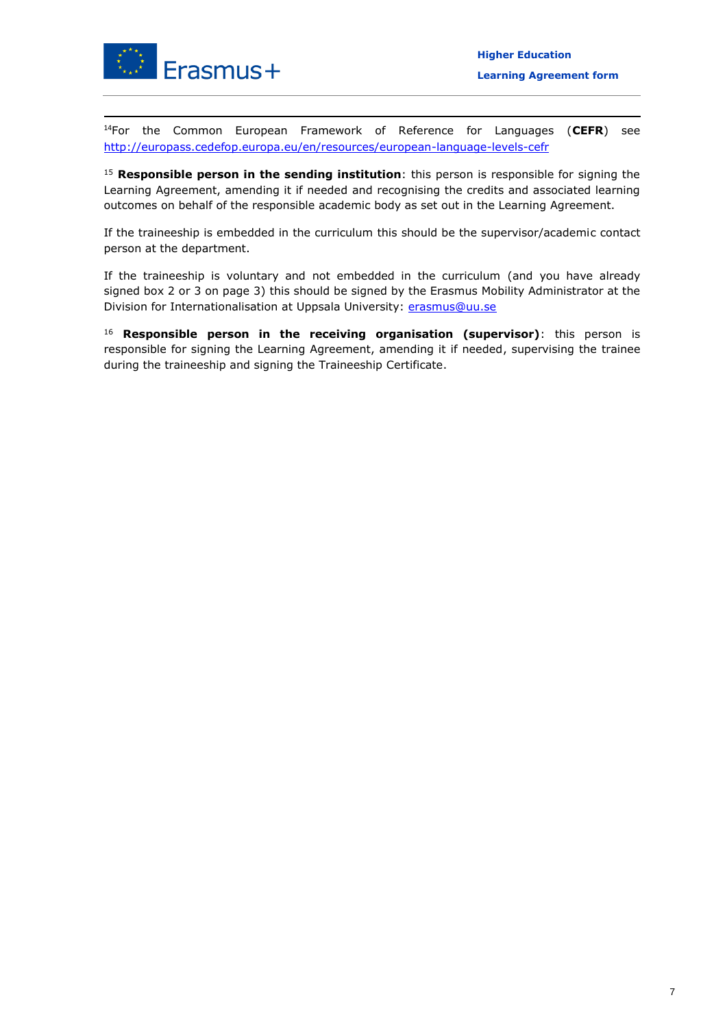[14]For the Common European Framework of Reference for Languages (**CEFR**) see http://europass.cedefop.europa.eu/en/resources/european-language-levels-cefr

[15] **Responsible person in the sending institution**: this person is responsible for signing the Learning Agreement, amending it if needed and recognising the credits and associated learning outcomes on behalf of the responsible academic body as set out in the Learning Agreement.

If the traineeship is embedded in the curriculum this should be the supervisor/academic contact person at the department.

If the traineeship is voluntary and not embedded in the curriculum (and you have already signed box 2 or 3 on page 3) this should be signed by the Erasmus Mobility Administrator at the Division for Internationalisation at Uppsala University: erasmus@uu.se

[16] **Responsible person in the receiving organisation (supervisor)**: this person is responsible for signing the Learning Agreement, amending it if needed, supervising the trainee during the traineeship and signing the Traineeship Certificate.